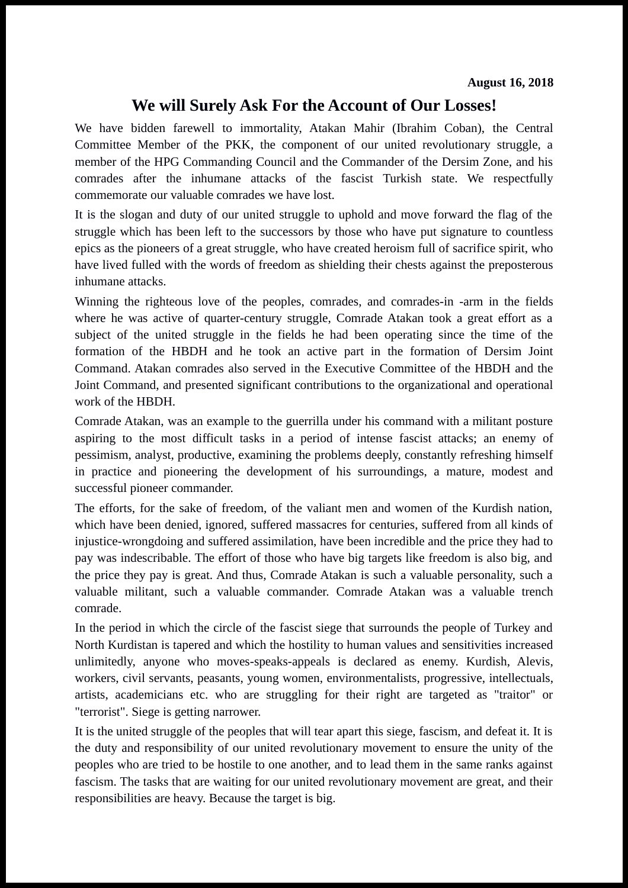**August 16, 2018**

# We will Surely Ask For the Account of Our Losses!

We have bidden farewell to immortality, Atakan Mahir (Ibrahim Coban), the Central Committee Member of the PKK, the component of our united revolutionary struggle, a member of the HPG Commanding Council and the Commander of the Dersim Zone, and his comrades after the inhumane attacks of the fascist Turkish state. We respectfully commemorate our valuable comrades we have lost.

It is the slogan and duty of our united struggle to uphold and move forward the flag of the struggle which has been left to the successors by those who have put signature to countless epics as the pioneers of a great struggle, who have created heroism full of sacrifice spirit, who have lived fulled with the words of freedom as shielding their chests against the preposterous inhumane attacks.

Winning the righteous love of the peoples, comrades, and comrades-in -arm in the fields where he was active of quarter-century struggle, Comrade Atakan took a great effort as a subject of the united struggle in the fields he had been operating since the time of the formation of the HBDH and he took an active part in the formation of Dersim Joint Command. Atakan comrades also served in the Executive Committee of the HBDH and the Joint Command, and presented significant contributions to the organizational and operational work of the HBDH.

Comrade Atakan, was an example to the guerrilla under his command with a militant posture aspiring to the most difficult tasks in a period of intense fascist attacks; an enemy of pessimism, analyst, productive, examining the problems deeply, constantly refreshing himself in practice and pioneering the development of his surroundings, a mature, modest and successful pioneer commander.

The efforts, for the sake of freedom, of the valiant men and women of the Kurdish nation, which have been denied, ignored, suffered massacres for centuries, suffered from all kinds of injustice-wrongdoing and suffered assimilation, have been incredible and the price they had to pay was indescribable. The effort of those who have big targets like freedom is also big, and the price they pay is great. And thus, Comrade Atakan is such a valuable personality, such a valuable militant, such a valuable commander. Comrade Atakan was a valuable trench comrade.

In the period in which the circle of the fascist siege that surrounds the people of Turkey and North Kurdistan is tapered and which the hostility to human values and sensitivities increased unlimitedly, anyone who moves-speaks-appeals is declared as enemy. Kurdish, Alevis, workers, civil servants, peasants, young women, environmentalists, progressive, intellectuals, artists, academicians etc. who are struggling for their right are targeted as "traitor" or "terrorist". Siege is getting narrower.

It is the united struggle of the peoples that will tear apart this siege, fascism, and defeat it. It is the duty and responsibility of our united revolutionary movement to ensure the unity of the peoples who are tried to be hostile to one another, and to lead them in the same ranks against fascism. The tasks that are waiting for our united revolutionary movement are great, and their responsibilities are heavy. Because the target is big.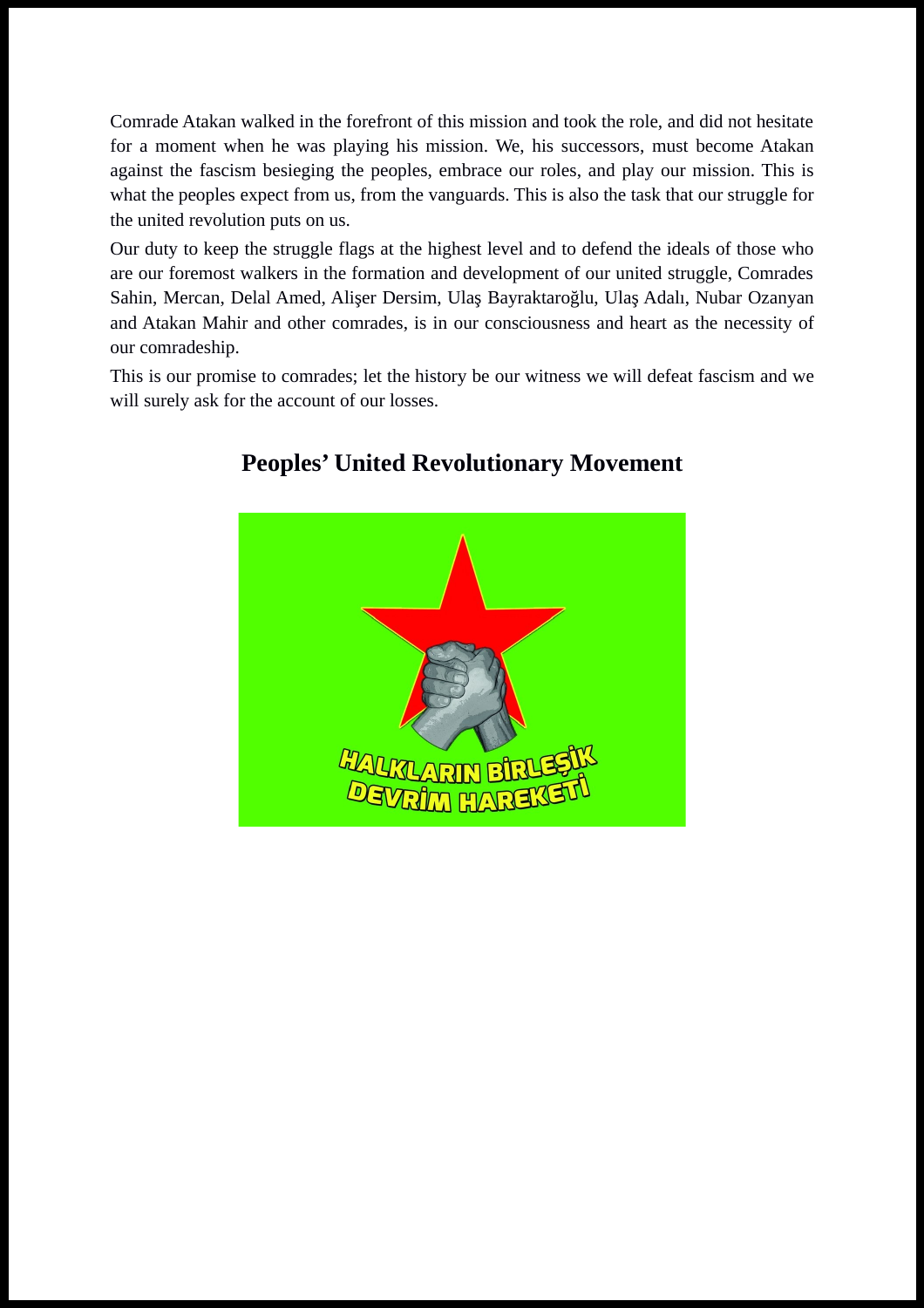Comrade Atakan walked in the forefront of this mission and took the role, and did not hesitate for a moment when he was playing his mission. We, his successors, must become Atakan against the fascism besieging the peoples, embrace our roles, and play our mission. This is what the peoples expect from us, from the vanguards. This is also the task that our struggle for the united revolution puts on us.

Our duty to keep the struggle flags at the highest level and to defend the ideals of those who are our foremost walkers in the formation and development of our united struggle, Comrades Sahin, Mercan, Delal Amed, Alişer Dersim, Ulaş Bayraktaroğlu, Ulaş Adalı, Nubar Ozanyan and Atakan Mahir and other comrades, is in our consciousness and heart as the necessity of our comradeship.

This is our promise to comrades; let the history be our witness we will defeat fascism and we will surely ask for the account of our losses.

**Peoples' United Revolutionary Movement**

HALKLARIN BİRLEŞİK DEVRİM HAREKETİ